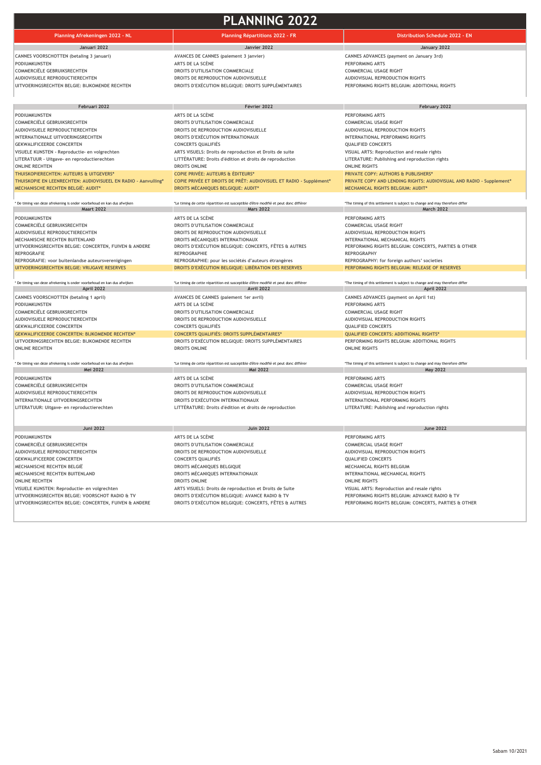# PLANNING 2022

| Planning Afrekeningen 2022 - NL | Planning Répartitions 2022 - FR | Distribution Schedule 2022 - EN |
|---|---|---|
| **Januari 2022** | **Janvier 2022** | **January 2022** |
| CANNES VOORSCHOTTEN (betaling 3 januari) | AVANCES DE CANNES (paiement 3 janvier) | CANNES ADVANCES (payment on January 3rd) |
| PODIUMKUNSTEN | ARTS DE LA SCÈNE | PERFORMING ARTS |
| COMMERCIËLE GEBRUIKSRECHTEN | DROITS D'UTILISATION COMMERCIALE | COMMERCIAL USAGE RIGHT |
| AUDIOVISUELE REPRODUCTIERECHTEN | DROITS DE REPRODUCTION AUDIOVISUELLE | AUDIOVISUAL REPRODUCTION RIGHTS |
| UITVOERINGSRECHTEN BELGIE: BIJKOMENDE RECHTEN | DROITS D'EXÉCUTION BELGIQUE: DROITS SUPPLÉMENTAIRES | PERFORMING RIGHTS BELGIUM: ADDITIONAL RIGHTS |
| **Februari 2022** | **Février 2022** | **February 2022** |
| PODIUMKUNSTEN | ARTS DE LA SCÈNE | PERFORMING ARTS |
| COMMERCIËLE GEBRUIKSRECHTEN | DROITS D'UTILISATION COMMERCIALE | COMMERCIAL USAGE RIGHT |
| AUDIOVISUELE REPRODUCTIERECHTEN | DROITS DE REPRODUCTION AUDIOVISUELLE | AUDIOVISUAL REPRODUCTION RIGHTS |
| INTERNATIONALE UITVOERINGSRECHTEN | DROITS D'EXÉCUTION INTERNATIONAUX | INTERNATIONAL PERFORMING RIGHTS |
| GEKWALIFICEERDE CONCERTEN | CONCERTS QUALIFIÉS | QUALIFIED CONCERTS |
| VISUELE KUNSTEN - Reproductie- en volgrechten | ARTS VISUELS: Droits de reproduction et Droits de suite | VISUAL ARTS: Reproduction and resale rights |
| LITERATUUR - Uitgave- en reproductierechten | LITTÉRATURE: Droits d'édition et droits de reproduction | LITERATURE: Publishing and reproduction rights |
| ONLINE RECHTEN | DROITS ONLINE | ONLINE RIGHTS |
| THUISKOPIERECHTEN: AUTEURS & UITGEVERS* | COPIE PRIVÉE: AUTEURS & ÉDITEURS* | PRIVATE COPY: AUTHORS & PUBLISHERS* |
| THUISKOPIE EN LEENRECHTEN: AUDIOVISUEEL EN RADIO - Aanvulling* | COPIE PRIVÉE ET DROITS DE PRÊT: AUDIOVISUEL ET RADIO - Supplément* | PRIVATE COPY AND LENDING RIGHTS: AUDIOVISUAL AND RADIO - Supplement* |
| MECHANISCHE RECHTEN BELGIË: AUDIT* | DROITS MÉCANIQUES BELGIQUE: AUDIT* | MECHANICAL RIGHTS BELGIUM: AUDIT* |
| * De timing van deze afrekening is onder voorbehoud en kan dus afwijken | *Le timing de cette répartition est susceptible d'être modifié et peut donc différer | *The timing of this settlement is subject to change and may therefore differ |
| **Maart 2022** | **Mars 2022** | **March 2022** |
| PODIUMKUNSTEN | ARTS DE LA SCÈNE | PERFORMING ARTS |
| COMMERCIËLE GEBRUIKSRECHTEN | DROITS D'UTILISATION COMMERCIALE | COMMERCIAL USAGE RIGHT |
| AUDIOVISUELE REPRODUCTIERECHTEN | DROITS DE REPRODUCTION AUDIOVISUELLE | AUDIOVISUAL REPRODUCTION RIGHTS |
| MECHANISCHE RECHTEN BUITENLAND | DROITS MÉCANIQUES INTERNATIONAUX | INTERNATIONAL MECHANICAL RIGHTS |
| UITVOERINGSRECHTEN BELGIE: CONCERTEN, FUIVEN & ANDERE | DROITS D'EXÉCUTION BELGIQUE: CONCERTS, FÊTES & AUTRES | PERFORMING RIGHTS BELGIUM: CONCERTS, PARTIES & OTHER |
| REPROGRAFIE | REPROGRAPHIE | REPROGRAPHY |
| REPROGRAFIE: voor buitenlandse auteursverenigingen | REPROGRAPHIE: pour les sociétés d'auteurs étrangères | REPROGRAPHY: for foreign authors' societies |
| UITVOERINGSRECHTEN BELGIE: VRIJGAVE RESERVES | DROITS D'EXÉCUTION BELGIQUE: LIBÉRATION DES RESERVES | PERFORMING RIGHTS BELGIUM: RELEASE OF RESERVES |
| * De timing van deze afrekening is onder voorbehoud en kan dus afwijken | *Le timing de cette répartition est susceptible d'être modifié et peut donc différer | *The timing of this settlement is subject to change and may therefore differ |
| **April 2022** | **Avril 2022** | **April 2022** |
| CANNES VOORSCHOTTEN (betaling 1 april) | AVANCES DE CANNES (paiement 1er avril) | CANNES ADVANCES (payment on April 1st) |
| PODIUMKUNSTEN | ARTS DE LA SCÈNE | PERFORMING ARTS |
| COMMERCIËLE GEBRUIKSRECHTEN | DROITS D'UTILISATION COMMERCIALE | COMMERCIAL USAGE RIGHT |
| AUDIOVISUELE REPRODUCTIERECHTEN | DROITS DE REPRODUCTION AUDIOVISUELLE | AUDIOVISUAL REPRODUCTION RIGHTS |
| GEKWALIFICEERDE CONCERTEN | CONCERTS QUALIFIÉS | QUALIFIED CONCERTS |
| GEKWALIFICEERDE CONCERTEN: BIJKOMENDE RECHTEN* | CONCERTS QUALIFIÉS: DROITS SUPPLÉMENTAIRES* | QUALIFIED CONCERTS: ADDITIONAL RIGHTS* |
| UITVOERINGSRECHTEN BELGIE: BIJKOMENDE RECHTEN | DROITS D'EXÉCUTION BELGIQUE: DROITS SUPPLÉMENTAIRES | PERFORMING RIGHTS BELGIUM: ADDITIONAL RIGHTS |
| ONLINE RECHTEN | DROITS ONLINE | ONLINE RIGHTS |
| * De timing van deze afrekening is onder voorbehoud en kan dus afwijken | *Le timing de cette répartition est susceptible d'être modifié et peut donc différer | *The timing of this settlement is subject to change and may therefore differ |
| **Mei 2022** | **Mai 2022** | **May 2022** |
| PODIUMKUNSTEN | ARTS DE LA SCÈNE | PERFORMING ARTS |
| COMMERCIËLE GEBRUIKSRECHTEN | DROITS D'UTILISATION COMMERCIALE | COMMERCIAL USAGE RIGHT |
| AUDIOVISUELE REPRODUCTIERECHTEN | DROITS DE REPRODUCTION AUDIOVISUELLE | AUDIOVISUAL REPRODUCTION RIGHTS |
| INTERNATIONALE UITVOERINGSRECHTEN | DROITS D'EXÉCUTION INTERNATIONAUX | INTERNATIONAL PERFORMING RIGHTS |
| LITERATUUR: Uitgave- en reproductierechten | LITTÉRATURE: Droits d'édition et droits de reproduction | LITERATURE: Publishing and reproduction rights |
| **Juni 2022** | **Juin 2022** | **June 2022** |
| PODIUMKUNSTEN | ARTS DE LA SCÈNE | PERFORMING ARTS |
| COMMERCIËLE GEBRUIKSRECHTEN | DROITS D'UTILISATION COMMERCIALE | COMMERCIAL USAGE RIGHT |
| AUDIOVISUELE REPRODUCTIERECHTEN | DROITS DE REPRODUCTION AUDIOVISUELLE | AUDIOVISUAL REPRODUCTION RIGHTS |
| GEKWALIFICEERDE CONCERTEN | CONCERTS QUALIFIÉS | QUALIFIED CONCERTS |
| MECHANISCHE RECHTEN BELGIË | DROITS MÉCANIQUES BELGIQUE | MECHANICAL RIGHTS BELGIUM |
| MECHANISCHE RECHTEN BUITENLAND | DROITS MÉCANIQUES INTERNATIONAUX | INTERNATIONAL MECHANICAL RIGHTS |
| ONLINE RECHTEN | DROITS ONLINE | ONLINE RIGHTS |
| VISUELE KUNSTEN: Reproductie- en volgrechten | ARTS VISUELS: Droits de reproduction et Droits de Suite | VISUAL ARTS: Reproduction and resale rights |
| UITVOERINGSRECHTEN BELGIE: VOORSCHOT RADIO & TV | DROITS D'EXÉCUTION BELGIQUE: AVANCE RADIO & TV | PERFORMING RIGHTS BELGIUM: ADVANCE RADIO & TV |
| UITVOERINGSRECHTEN BELGIE: CONCERTEN, FUIVEN & ANDERE | DROITS D'EXÉCUTION BELGIQUE: CONCERTS, FÊTES & AUTRES | PERFORMING RIGHTS BELGIUM: CONCERTS, PARTIES & OTHER |

Sabam 10/2021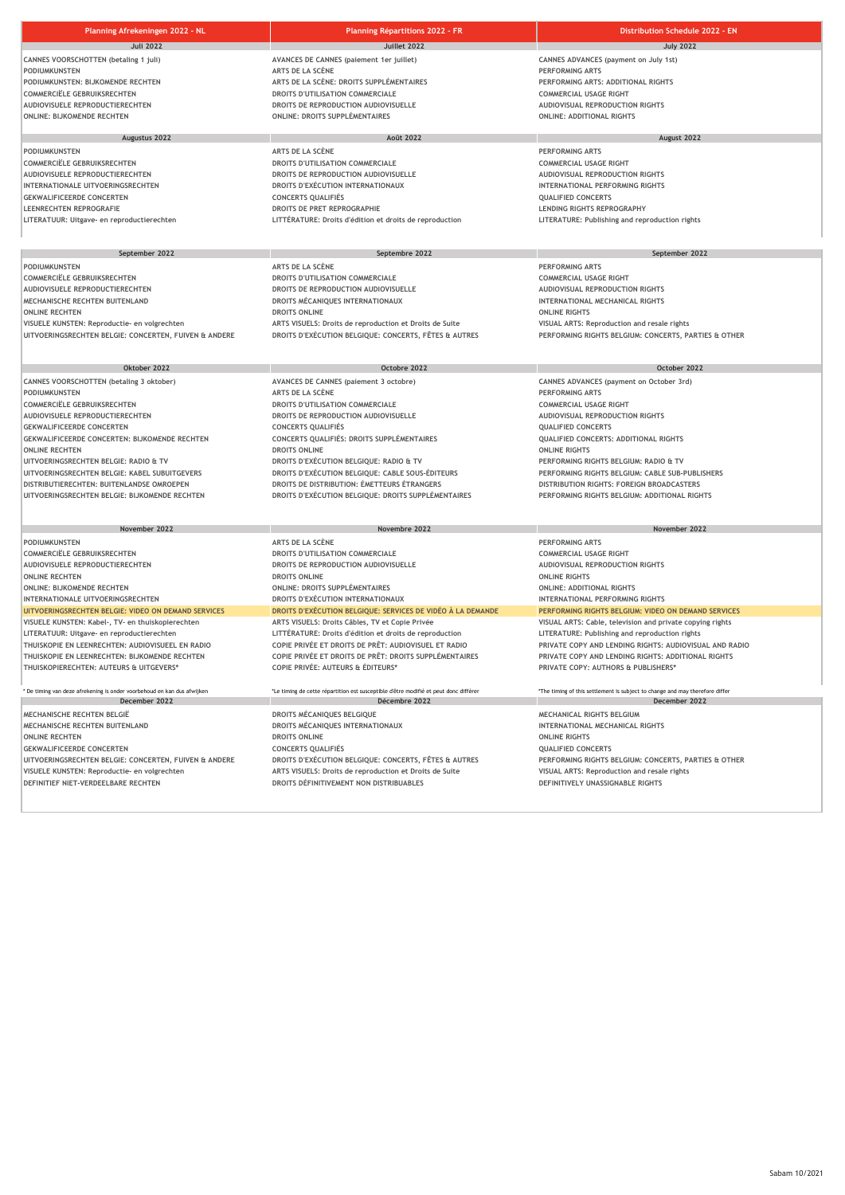| Planning Afrekeningen 2022 - NL | Planning Répartitions 2022 - FR | Distribution Schedule 2022 - EN |
|---|---|---|
| **Juli 2022** | **Juillet 2022** | **July 2022** |
| CANNES VOORSCHOTTEN (betaling 1 juli) | AVANCES DE CANNES (paiement 1er juillet) | CANNES ADVANCES (payment on July 1st) |
| PODIUMKUNSTEN | ARTS DE LA SCÈNE | PERFORMING ARTS |
| PODIUMKUNSTEN: BIJKOMENDE RECHTEN | ARTS DE LA SCÈNE: DROITS SUPPLÉMENTAIRES | PERFORMING ARTS: ADDITIONAL RIGHTS |
| COMMERCIËLE GEBRUIKSRECHTEN | DROITS D'UTILISATION COMMERCIALE | COMMERCIAL USAGE RIGHT |
| AUDIOVISUELE REPRODUCTIERECHTEN | DROITS DE REPRODUCTION AUDIOVISUELLE | AUDIOVISUAL REPRODUCTION RIGHTS |
| ONLINE: BIJKOMENDE RECHTEN | ONLINE: DROITS SUPPLÉMENTAIRES | ONLINE: ADDITIONAL RIGHTS |
| **Augustus 2022** | **Août 2022** | **August 2022** |
| PODIUMKUNSTEN | ARTS DE LA SCÈNE | PERFORMING ARTS |
| COMMERCIËLE GEBRUIKSRECHTEN | DROITS D'UTILISATION COMMERCIALE | COMMERCIAL USAGE RIGHT |
| AUDIOVISUELE REPRODUCTIERECHTEN | DROITS DE REPRODUCTION AUDIOVISUELLE | AUDIOVISUAL REPRODUCTION RIGHTS |
| INTERNATIONALE UITVOERINGSRECHTEN | DROITS D'EXÉCUTION INTERNATIONAUX | INTERNATIONAL PERFORMING RIGHTS |
| GEKWALIFICEERDE CONCERTEN | CONCERTS QUALIFIÉS | QUALIFIED CONCERTS |
| LEENRECHTEN REPROGRAFIE | DROITS DE PRET REPROGRAPHIE | LENDING RIGHTS REPROGRAPHY |
| LITERATUUR: Uitgave- en reproductierechten | LITTÉRATURE: Droits d'édition et droits de reproduction | LITERATURE: Publishing and reproduction rights |
| **September 2022** | **Septembre 2022** | **September 2022** |
| PODIUMKUNSTEN | ARTS DE LA SCÈNE | PERFORMING ARTS |
| COMMERCIËLE GEBRUIKSRECHTEN | DROITS D'UTILISATION COMMERCIALE | COMMERCIAL USAGE RIGHT |
| AUDIOVISUELE REPRODUCTIERECHTEN | DROITS DE REPRODUCTION AUDIOVISUELLE | AUDIOVISUAL REPRODUCTION RIGHTS |
| MECHANISCHE RECHTEN BUITENLAND | DROITS MÉCANIQUES INTERNATIONAUX | INTERNATIONAL MECHANICAL RIGHTS |
| ONLINE RECHTEN | DROITS ONLINE | ONLINE RIGHTS |
| VISUELE KUNSTEN: Reproductie- en volgrechten | ARTS VISUELS: Droits de reproduction et Droits de Suite | VISUAL ARTS: Reproduction and resale rights |
| UITVOERINGSRECHTEN BELGIE: CONCERTEN, FUIVEN & ANDERE | DROITS D'EXÉCUTION BELGIQUE: CONCERTS, FÊTES & AUTRES | PERFORMING RIGHTS BELGIUM: CONCERTS, PARTIES & OTHER |
| **Oktober 2022** | **Octobre 2022** | **October 2022** |
| CANNES VOORSCHOTTEN (betaling 3 oktober) | AVANCES DE CANNES (paiement 3 octobre) | CANNES ADVANCES (payment on October 3rd) |
| PODIUMKUNSTEN | ARTS DE LA SCÈNE | PERFORMING ARTS |
| COMMERCIËLE GEBRUIKSRECHTEN | DROITS D'UTILISATION COMMERCIALE | COMMERCIAL USAGE RIGHT |
| AUDIOVISUELE REPRODUCTIERECHTEN | DROITS DE REPRODUCTION AUDIOVISUELLE | AUDIOVISUAL REPRODUCTION RIGHTS |
| GEKWALIFICEERDE CONCERTEN | CONCERTS QUALIFIÉS | QUALIFIED CONCERTS |
| GEKWALIFICEERDE CONCERTEN: BIJKOMENDE RECHTEN | CONCERTS QUALIFIÉS: DROITS SUPPLÉMENTAIRES | QUALIFIED CONCERTS: ADDITIONAL RIGHTS |
| ONLINE RECHTEN | DROITS ONLINE | ONLINE RIGHTS |
| UITVOERINGSRECHTEN BELGIE: RADIO & TV | DROITS D'EXÉCUTION BELGIQUE: RADIO & TV | PERFORMING RIGHTS BELGIUM: RADIO & TV |
| UITVOERINGSRECHTEN BELGIE: KABEL SUBUITGEVERS | DROITS D'EXÉCUTION BELGIQUE: CABLE SOUS-ÉDITEURS | PERFORMING RIGHTS BELGIUM: CABLE SUB-PUBLISHERS |
| DISTRIBUTIERECHTEN: BUITENLANDSE OMROEPEN | DROITS DE DISTRIBUTION: ÉMETTEURS ÉTRANGERS | DISTRIBUTION RIGHTS: FOREIGN BROADCASTERS |
| UITVOERINGSRECHTEN BELGIE: BIJKOMENDE RECHTEN | DROITS D'EXÉCUTION BELGIQUE: DROITS SUPPLÉMENTAIRES | PERFORMING RIGHTS BELGIUM: ADDITIONAL RIGHTS |
| **November 2022** | **Novembre 2022** | **November 2022** |
| PODIUMKUNSTEN | ARTS DE LA SCÈNE | PERFORMING ARTS |
| COMMERCIËLE GEBRUIKSRECHTEN | DROITS D'UTILISATION COMMERCIALE | COMMERCIAL USAGE RIGHT |
| AUDIOVISUELE REPRODUCTIERECHTEN | DROITS DE REPRODUCTION AUDIOVISUELLE | AUDIOVISUAL REPRODUCTION RIGHTS |
| ONLINE RECHTEN | DROITS ONLINE | ONLINE RIGHTS |
| ONLINE: BIJKOMENDE RECHTEN | ONLINE: DROITS SUPPLÉMENTAIRES | ONLINE: ADDITIONAL RIGHTS |
| INTERNATIONALE UITVOERINGSRECHTEN | DROITS D'EXÉCUTION INTERNATIONAUX | INTERNATIONAL PERFORMING RIGHTS |
| UITVOERINGSRECHTEN BELGIE: VIDEO ON DEMAND SERVICES | DROITS D'EXÉCUTION BELGIQUE: SERVICES DE VIDÉO À LA DEMANDE | PERFORMING RIGHTS BELGIUM: VIDEO ON DEMAND SERVICES |
| VISUELE KUNSTEN: Kabel-, TV- en thuiskopierechten | ARTS VISUELS: Droits Câbles, TV et Copie Privée | VISUAL ARTS: Cable, television and private copying rights |
| LITERATUUR: Uitgave- en reproductierechten | LITTÉRATURE: Droits d'édition et droits de reproduction | LITERATURE: Publishing and reproduction rights |
| THUISKOPIE EN LEENRECHTEN: AUDIOVISUEEL EN RADIO | COPIE PRIVÉE ET DROITS DE PRÊT: AUDIOVISUEL ET RADIO | PRIVATE COPY AND LENDING RIGHTS: AUDIOVISUAL AND RADIO |
| THUISKOPIE EN LEENRECHTEN: BIJKOMENDE RECHTEN | COPIE PRIVÉE ET DROITS DE PRÊT: DROITS SUPPLÉMENTAIRES | PRIVATE COPY AND LENDING RIGHTS: ADDITIONAL RIGHTS |
| THUISKOPIERECHTEN: AUTEURS & UITGEVERS* | COPIE PRIVÉE: AUTEURS & ÉDITEURS* | PRIVATE COPY: AUTHORS & PUBLISHERS* |
| * De timing van deze afrekening is onder voorbehoud en kan dus afwijken | *Le timing de cette répartition est susceptible d'être modifié et peut donc différer | *The timing of this settlement is subject to change and may therefore differ |
| **December 2022** | **Décembre 2022** | **December 2022** |
| MECHANISCHE RECHTEN BELGIË | DROITS MÉCANIQUES BELGIQUE | MECHANICAL RIGHTS BELGIUM |
| MECHANISCHE RECHTEN BUITENLAND | DROITS MÉCANIQUES INTERNATIONAUX | INTERNATIONAL MECHANICAL RIGHTS |
| ONLINE RECHTEN | DROITS ONLINE | ONLINE RIGHTS |
| GEKWALIFICEERDE CONCERTEN | CONCERTS QUALIFIÉS | QUALIFIED CONCERTS |
| UITVOERINGSRECHTEN BELGIE: CONCERTEN, FUIVEN & ANDERE | DROITS D'EXÉCUTION BELGIQUE: CONCERTS, FÊTES & AUTRES | PERFORMING RIGHTS BELGIUM: CONCERTS, PARTIES & OTHER |
| VISUELE KUNSTEN: Reproductie- en volgrechten | ARTS VISUELS: Droits de reproduction et Droits de Suite | VISUAL ARTS: Reproduction and resale rights |
| DEFINITIEF NIET-VERDEELBARE RECHTEN | DROITS DÉFINITIVEMENT NON DISTRIBUABLES | DEFINITIVELY UNASSIGNABLE RIGHTS |

Sabam 10/2021